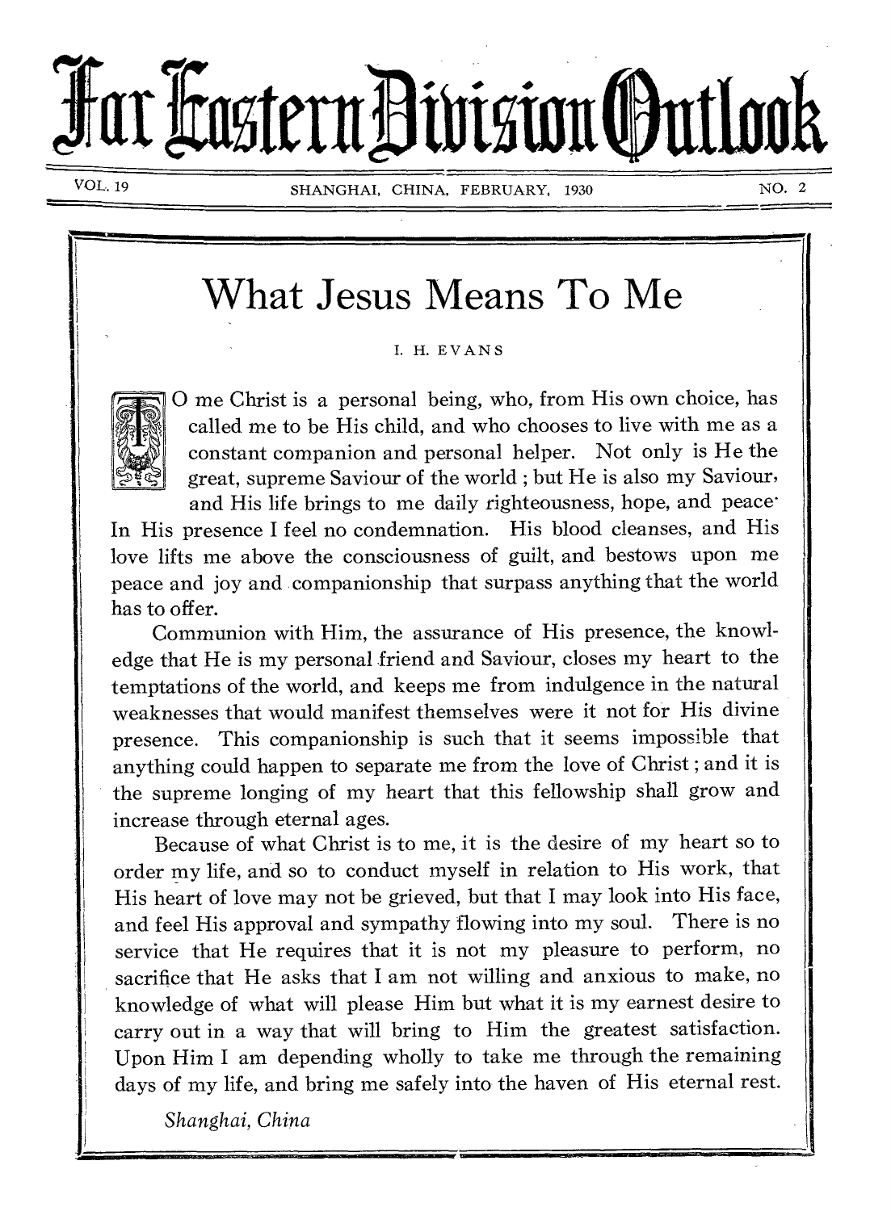# Far Eastern Division Outlook

VOL. 19 SHANGHAI, CHINA, FEBRUARY, 1930 NO. 2

## What Jesus Means To Me

I. H. EVANS

TO me Christ is a personal being, who, from His own choice, has called me to be His child, and who chooses to live with me as a constant companion and personal helper. Not only is He the great, supreme Saviour of the world; but He is also my Saviour, and His life brings to me daily righteousness, hope, and peace. In His presence I feel no condemnation. His blood cleanses, and His love lifts me above the consciousness of guilt, and bestows upon me peace and joy and companionship that surpass anything that the world has to offer.

Communion with Him, the assurance of His presence, the knowledge that He is my personal friend and Saviour, closes my heart to the temptations of the world, and keeps me from indulgence in the natural weaknesses that would manifest themselves were it not for His divine presence. This companionship is such that it seems impossible that anything could happen to separate me from the love of Christ; and it is the supreme longing of my heart that this fellowship shall grow and increase through eternal ages.

Because of what Christ is to me, it is the desire of my heart so to order my life, and so to conduct myself in relation to His work, that His heart of love may not be grieved, but that I may look into His face, and feel His approval and sympathy flowing into my soul. There is no service that He requires that it is not my pleasure to perform, no sacrifice that He asks that I am not willing and anxious to make, no knowledge of what will please Him but what it is my earnest desire to carry out in a way that will bring to Him the greatest satisfaction. Upon Him I am depending wholly to take me through the remaining days of my life, and bring me safely into the haven of His eternal rest.

*Shanghai, China*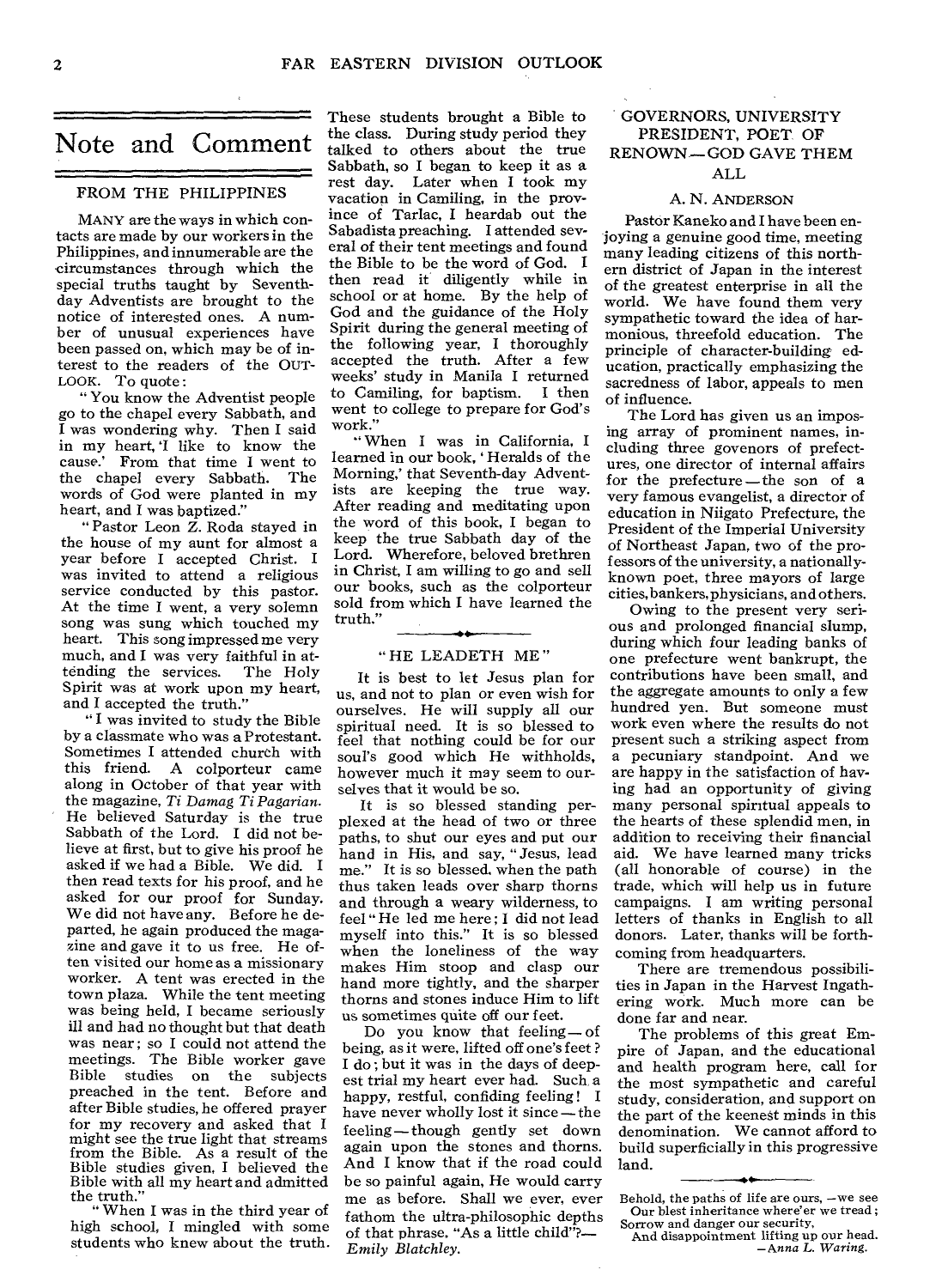# Note and Comment

## FROM THE PHILIPPINES

MANY are the ways in which contacts are made by our workers in the Philippines, and innumerable are the circumstances through which the special truths taught by Seventh-day Adventists are brought to the notice of interested ones. A number of unusual experiences have been passed on, which may be of interest to the readers of the OUTLOOK. To quote:

"You know the Adventist people go to the chapel every Sabbath, and I was wondering why. Then I said in my heart, 'I like to know the cause.' From that time I went to the chapel every Sabbath. The words of God were planted in my heart, and I was baptized."

"Pastor Leon Z. Roda stayed in the house of my aunt for almost a year before I accepted Christ. I was invited to attend a religious service conducted by this pastor. At the time I went, a very solemn song was sung which touched my heart. This song impressed me very much, and I was very faithful in attending the services. The Holy Spirit was at work upon my heart, and I accepted the truth."

"I was invited to study the Bible by a classmate who was a Protestant. Sometimes I attended church with this friend. A colporteur came along in October of that year with the magazine, *Ti Damag Ti Pagarian.* He believed Saturday is the true Sabbath of the Lord. I did not believe at first, but to give his proof he asked if we had a Bible. We did. I then read texts for his proof, and he asked for our proof for Sunday. We did not have any. Before he departed, he again produced the magazine and gave it to us free. He often visited our home as a missionary worker. A tent was erected in the town plaza. While the tent meeting was being held, I became seriously ill and had no thought but that death was near; so I could not attend the meetings. The Bible worker gave Bible studies on the subjects preached in the tent. Before and after Bible studies, he offered prayer for my recovery and asked that I might see the true light that streams from the Bible. As a result of the Bible studies given, I believed the Bible with all my heart and admitted the truth."

"When I was in the third year of high school, I mingled with some students who knew about the truth. These students brought a Bible to the class. During study period they talked to others about the true Sabbath, so I began to keep it as a rest day. Later when I took my vacation in Camiling, in the province of Tarlac, I heardab out the Sabadista preaching. I attended several of their tent meetings and found the Bible to be the word of God. I then read it diligently while in school or at home. By the help of God and the guidance of the Holy Spirit during the general meeting of the following year, I thoroughly accepted the truth. After a few weeks' study in Manila I returned to Camiling, for baptism. I then went to college to prepare for God's work."

"When I was in California, I learned in our book, 'Heralds of the Morning,' that Seventh-day Adventists are keeping the true way. After reading and meditating upon the word of this book, I began to keep the true Sabbath day of the Lord. Wherefore, beloved brethren in Christ, I am willing to go and sell our books, such as the colporteur sold from which I have learned the truth."

---

## "HE LEADETH ME"

It is best to let Jesus plan for us, and not to plan or even wish for ourselves. He will supply all our spiritual need. It is so blessed to feel that nothing could be for our soul's good which He withholds, however much it may seem to ourselves that it would be so.

It is so blessed standing perplexed at the head of two or three paths, to shut our eyes and put our hand in His, and say, "Jesus, lead me." It is so blessed, when the path thus taken leads over sharp thorns and through a weary wilderness, to feel "He led me here; I did not lead myself into this." It is so blessed when the loneliness of the way makes Him stoop and clasp our hand more tightly, and the sharper thorns and stones induce Him to lift us sometimes quite off our feet.

Do you know that feeling—of being, as it were, lifted off one's feet? I do; but it was in the days of deepest trial my heart ever had. Such a happy, restful, confiding feeling! I have never wholly lost it since—the feeling—though gently set down again upon the stones and thorns. And I know that if the road could be so painful again, He would carry me as before. Shall we ever, ever fathom the ultra-philosophic depths of that phrase, "As a little child"?—*Emily Blatchley.*

---

## GOVERNORS, UNIVERSITY PRESIDENT, POET OF RENOWN—GOD GAVE THEM ALL

A. N. ANDERSON

Pastor Kaneko and I have been enjoying a genuine good time, meeting many leading citizens of this northern district of Japan in the interest of the greatest enterprise in all the world. We have found them very sympathetic toward the idea of harmonious, threefold education. The principle of character-building education, practically emphasizing the sacredness of labor, appeals to men of influence.

The Lord has given us an imposing array of prominent names, including three govenors of prefectures, one director of internal affairs for the prefecture—the son of a very famous evangelist, a director of education in Niigato Prefecture, the President of the Imperial University of Northeast Japan, two of the professors of the university, a nationally-known poet, three mayors of large cities, bankers, physicians, and others.

Owing to the present very serious and prolonged financial slump, during which four leading banks of one prefecture went bankrupt, the contributions have been small, and the aggregate amounts to only a few hundred yen. But someone must work even where the results do not present such a striking aspect from a pecuniary standpoint. And we are happy in the satisfaction of having had an opportunity of giving many personal spiritual appeals to the hearts of these splendid men, in addition to receiving their financial aid. We have learned many tricks (all honorable of course) in the trade, which will help us in future campaigns. I am writing personal letters of thanks in English to all donors. Later, thanks will be forthcoming from headquarters.

There are tremendous possibilities in Japan in the Harvest Ingathering work. Much more can be done far and near.

The problems of this great Empire of Japan, and the educational and health program here, call for the most sympathetic and careful study, consideration, and support on the part of the keenest minds in this denomination. We cannot afford to build superficially in this progressive land.

---

Behold, the paths of life are ours, —we see
Our blest inheritance where'er we tread;
Sorrow and danger our security,
And disappointment lifting up our head.
—*Anna L. Waring.*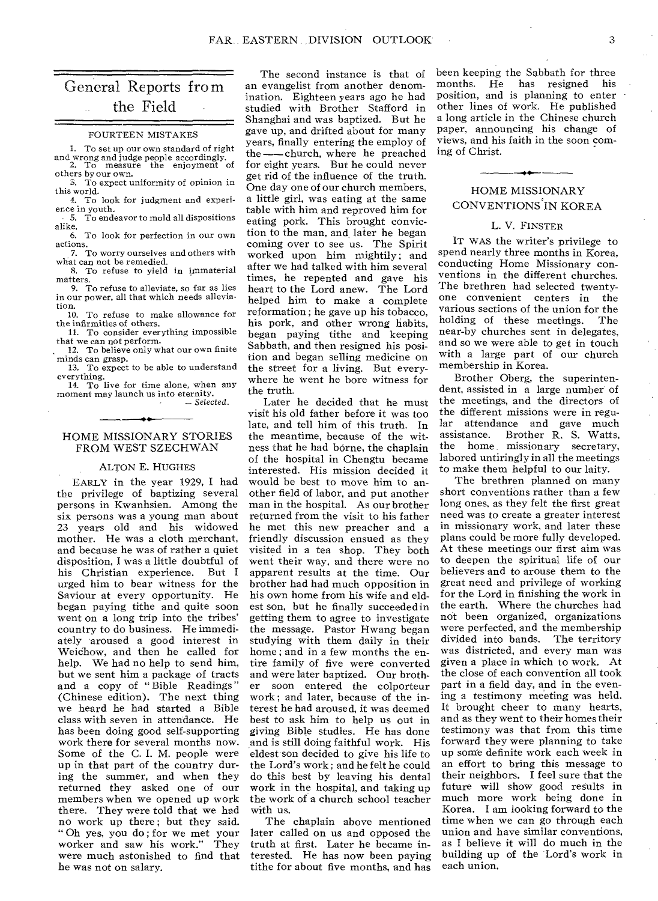# General Reports from the Field

## FOURTEEN MISTAKES

1. To set up our own standard of right and wrong and judge people accordingly.
2. To measure the enjoyment of others by our own.
3. To expect uniformity of opinion in this world.
4. To look for judgment and experience in youth.
5. To endeavor to mold all dispositions alike.
6. To look for perfection in our own actions.
7. To worry ourselves and others with what can not be remedied.
8. To refuse to yield in immaterial matters.
9. To refuse to alleviate, so far as lies in our power, all that which needs alleviation.
10. To refuse to make allowance for the infirmities of others.
11. To consider everything impossible that we can not perform.
12. To believe only what our own finite minds can grasp.
13. To expect to be able to understand everything.
14. To live for time alone, when any moment may launch us into eternity.

— *Selected.*

## HOME MISSIONARY STORIES FROM WEST SZECHWAN

ALTON E. HUGHES

EARLY in the year 1929, I had the privilege of baptizing several persons in Kwanhsien. Among the six persons was a young man about 23 years old and his widowed mother. He was a cloth merchant, and because he was of rather a quiet disposition, I was a little doubtful of his Christian experience. But I urged him to bear witness for the Saviour at every opportunity. He began paying tithe and quite soon went on a long trip into the tribes' country to do business. He immediately aroused a good interest in Weichow, and then he called for help. We had no help to send him, but we sent him a package of tracts and a copy of "Bible Readings" (Chinese edition). The next thing we heard he had started a Bible class with seven in attendance. He has been doing good self-supporting work there for several months now. Some of the C. I. M. people were up in that part of the country during the summer, and when they returned they asked one of our members when we opened up work there. They were told that we had no work up there; but they said. "Oh yes, you do; for we met your worker and saw his work." They were much astonished to find that he was not on salary.

The second instance is that of an evangelist from another denomination. Eighteen years ago he had studied with Brother Stafford in Shanghai and was baptized. But he gave up, and drifted about for many years, finally entering the employ of the —— church, where he preached for eight years. But he could never get rid of the influence of the truth. One day one of our church members, a little girl, was eating at the same table with him and reproved him for eating pork. This brought conviction to the man, and later he began coming over to see us. The Spirit worked upon him mightily; and after we had talked with him several times, he repented and gave his heart to the Lord anew. The Lord helped him to make a complete reformation; he gave up his tobacco, his pork, and other wrong habits, began paying tithe and keeping Sabbath, and then resigned his position and began selling medicine on the street for a living. But everywhere he went he bore witness for the truth.

Later he decided that he must visit his old father before it was too late, and tell him of this truth. In the meantime, because of the witness that he had borne, the chaplain of the hospital in Chengtu became interested. His mission decided it would be best to move him to another field of labor, and put another man in the hospital. As our brother returned from the visit to his father he met this new preacher and a friendly discussion ensued as they visited in a tea shop. They both went their way, and there were no apparent results at the time. Our brother had had much opposition in his own home from his wife and eldest son, but he finally succeeded in getting them to agree to investigate the message. Pastor Hwang began studying with them daily in their home; and in a few months the entire family of five were converted and were later baptized. Our brother soon entered the colporteur work; and later, because of the interest he had aroused, it was deemed best to ask him to help us out in giving Bible studies. He has done and is still doing faithful work. His eldest son decided to give his life to the Lord's work; and he felt he could do this best by leaving his dental work in the hospital, and taking up the work of a church school teacher with us.

The chaplain above mentioned later called on us and opposed the truth at first. Later he became interested. He has now been paying tithe for about five months, and has been keeping the Sabbath for three months. He has resigned his position, and is planning to enter other lines of work. He published a long article in the Chinese church paper, announcing his change of views, and his faith in the soon coming of Christ.

## HOME MISSIONARY CONVENTIONS IN KOREA

L. V. FINSTER

IT WAS the writer's privilege to spend nearly three months in Korea, conducting Home Missionary conventions in the different churches. The brethren had selected twenty-one convenient centers in the various sections of the union for the holding of these meetings. The near-by churches sent in delegates, and so we were able to get in touch with a large part of our church membership in Korea.

Brother Oberg, the superintendent, assisted in a large number of the meetings, and the directors of the different missions were in regular attendance and gave much assistance. Brother R. S. Watts, the home missionary secretary, labored untiringly in all the meetings to make them helpful to our laity.

The brethren planned on many short conventions rather than a few long ones, as they felt the first great need was to create a greater interest in missionary work, and later these plans could be more fully developed. At these meetings our first aim was to deepen the spiritual life of our believers and to arouse them to the great need and privilege of working for the Lord in finishing the work in the earth. Where the churches had not been organized, organizations were perfected, and the membership divided into bands. The territory was districted, and every man was given a place in which to work. At the close of each convention all took part in a field day, and in the evening a testimony meeting was held. It brought cheer to many hearts, and as they went to their homes their testimony was that from this time forward they were planning to take up some definite work each week in an effort to bring this message to their neighbors. I feel sure that the future will show good results in much more work being done in Korea. I am looking forward to the time when we can go through each union and have similar conventions, as I believe it will do much in the building up of the Lord's work in each union.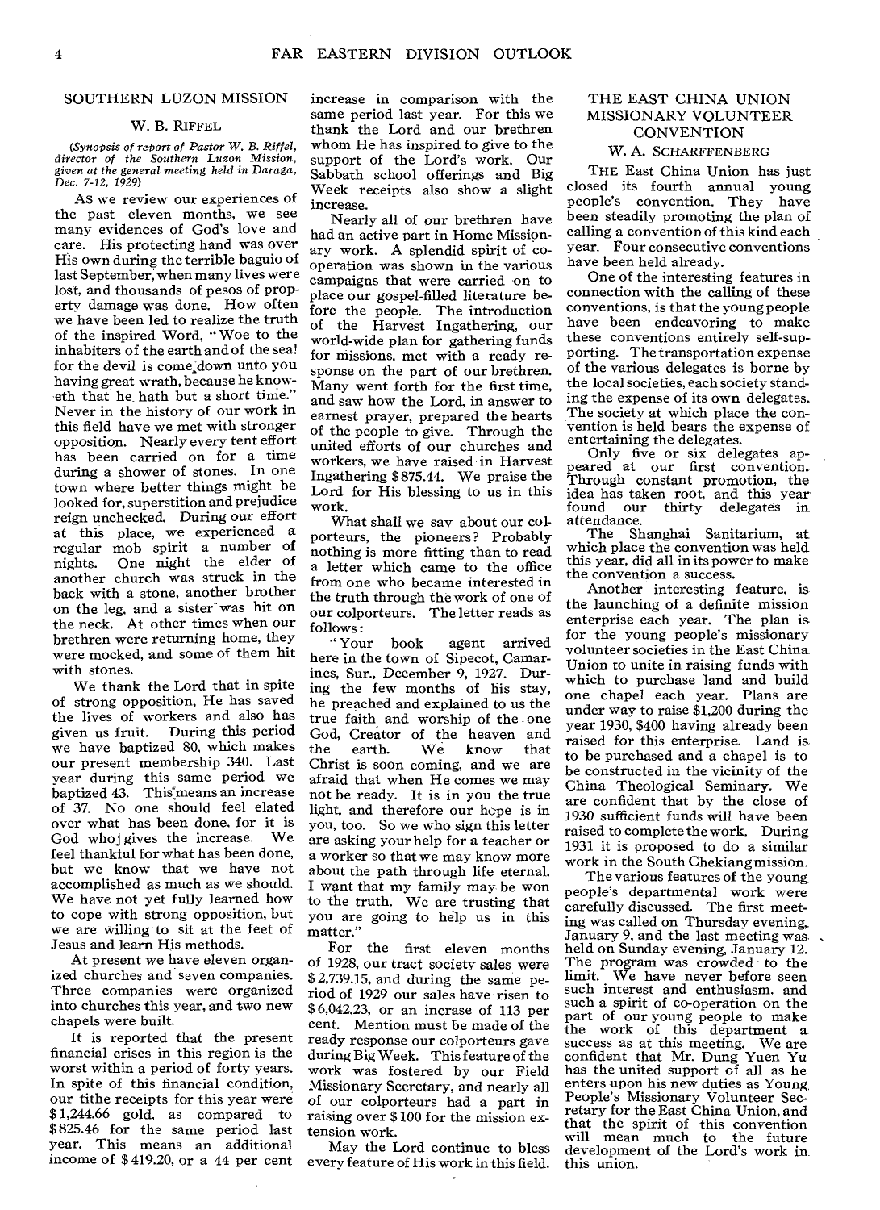## SOUTHERN LUZON MISSION

W. B. RIFFEL

*(Synopsis of report of Pastor W. B. Riffel, director of the Southern Luzon Mission, given at the general meeting held in Daraga, Dec. 7-12, 1929)*

As we review our experiences of the past eleven months, we see many evidences of God's love and care. His protecting hand was over His own during the terrible baguio of last September, when many lives were lost, and thousands of pesos of property damage was done. How often we have been led to realize the truth of the inspired Word, "Woe to the inhabiters of the earth and of the sea! for the devil is come down unto you having great wrath, because he knoweth that he hath but a short time." Never in the history of our work in this field have we met with stronger opposition. Nearly every tent effort has been carried on for a time during a shower of stones. In one town where better things might be looked for, superstition and prejudice reign unchecked. During our effort at this place, we experienced a regular mob spirit a number of nights. One night the elder of another church was struck in the back with a stone, another brother on the leg, and a sister was hit on the neck. At other times when our brethren were returning home, they were mocked, and some of them hit with stones.

We thank the Lord that in spite of strong opposition, He has saved the lives of workers and also has given us fruit. During this period we have baptized 80, which makes our present membership 340. Last year during this same period we baptized 43. This means an increase of 37. No one should feel elated over what has been done, for it is God who gives the increase. We feel thankful for what has been done, but we know that we have not accomplished as much as we should. We have not yet fully learned how to cope with strong opposition, but we are willing to sit at the feet of Jesus and learn His methods.

At present we have eleven organized churches and seven companies. Three companies were organized into churches this year, and two new chapels were built.

It is reported that the present financial crises in this region is the worst within a period of forty years. In spite of this financial condition, our tithe receipts for this year were $1,244.66 gold, as compared to $825.46 for the same period last year. This means an additional income of $419.20, or a 44 per cent increase in comparison with the same period last year. For this we thank the Lord and our brethren whom He has inspired to give to the support of the Lord's work. Our Sabbath school offerings and Big Week receipts also show a slight increase.

Nearly all of our brethren have had an active part in Home Missionary work. A splendid spirit of cooperation was shown in the various campaigns that were carried on to place our gospel-filled literature before the people. The introduction of the Harvest Ingathering, our world-wide plan for gathering funds for missions, met with a ready response on the part of our brethren. Many went forth for the first time, and saw how the Lord, in answer to earnest prayer, prepared the hearts of the people to give. Through the united efforts of our churches and workers, we have raised in Harvest Ingathering $875.44. We praise the Lord for His blessing to us in this work.

What shall we say about our colporteurs, the pioneers? Probably nothing is more fitting than to read a letter which came to the office from one who became interested in the truth through the work of one of our colporteurs. The letter reads as follows:

"Your book agent arrived here in the town of Sipecot, Camarines, Sur., December 9, 1927. During the few months of his stay, he preached and explained to us the true faith and worship of the one God, Creator of the heaven and the earth. We know that Christ is soon coming, and we are afraid that when He comes we may not be ready. It is in you the true light, and therefore our hope is in you, too. So we who sign this letter are asking your help for a teacher or a worker so that we may know more about the path through life eternal. I want that my family may be won to the truth. We are trusting that you are going to help us in this matter."

For the first eleven months of 1928, our tract society sales were $2,739.15, and during the same period of 1929 our sales have risen to $6,042.23, or an incrase of 113 per cent. Mention must be made of the ready response our colporteurs gave during Big Week. This feature of the work was fostered by our Field Missionary Secretary, and nearly all of our colporteurs had a part in raising over $100 for the mission extension work.

May the Lord continue to bless every feature of His work in this field.

## THE EAST CHINA UNION MISSIONARY VOLUNTEER CONVENTION

W. A. SCHARFFENBERG

THE East China Union has just closed its fourth annual young people's convention. They have been steadily promoting the plan of calling a convention of this kind each year. Four consecutive conventions have been held already.

One of the interesting features in connection with the calling of these conventions, is that the young people have been endeavoring to make these conventions entirely self-supporting. The transportation expense of the various delegates is borne by the local societies, each society standing the expense of its own delegates. The society at which place the convention is held bears the expense of entertaining the delegates.

Only five or six delegates appeared at our first convention. Through constant promotion, the idea has taken root, and this year found our thirty delegates in attendance.

The Shanghai Sanitarium, at which place the convention was held this year, did all in its power to make the convention a success.

Another interesting feature, is the launching of a definite mission enterprise each year. The plan is for the young people's missionary volunteer societies in the East China Union to unite in raising funds with which to purchase land and build one chapel each year. Plans are under way to raise $1,200 during the year 1930, $400 having already been raised for this enterprise. Land is to be purchased and a chapel is to be constructed in the vicinity of the China Theological Seminary. We are confident that by the close of 1930 sufficient funds will have been raised to complete the work. During 1931 it is proposed to do a similar work in the South Chekiang mission.

The various features of the young people's departmental work were carefully discussed. The first meeting was called on Thursday evening, January 9, and the last meeting was held on Sunday evening, January 12. The program was crowded to the limit. We have never before seen such interest and enthusiasm, and such a spirit of co-operation on the part of our young people to make the work of this department a success as at this meeting. We are confident that Mr. Dung Yuen Yu has the united support of all as he enters upon his new duties as Young People's Missionary Volunteer Secretary for the East China Union, and that the spirit of this convention will mean much to the future development of the Lord's work in this union.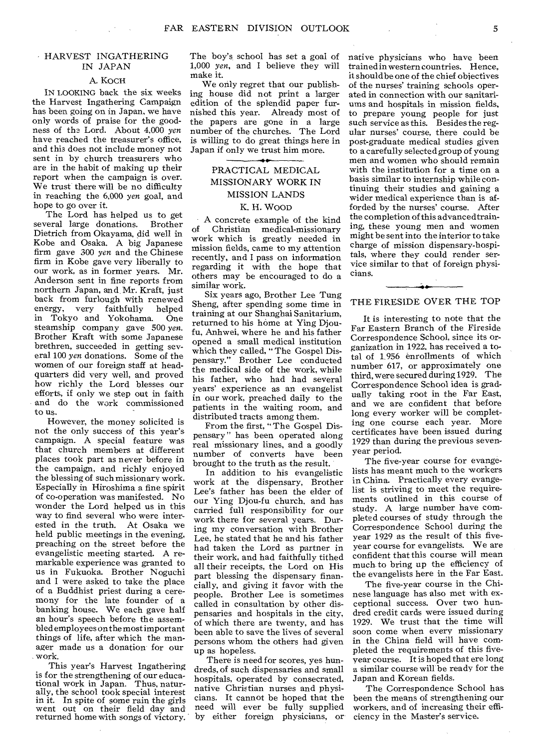## HARVEST INGATHERING IN JAPAN

A. KOCH

IN LOOKING back the six weeks the Harvest Ingathering Campaign has been going on in Japan, we have only words of praise for the goodness of the Lord. About 4,000 *yen* have reached the treasurer's office, and this does not include money not sent in by church treasurers who are in the habit of making up their report when the campaign is over. We trust there will be no difficulty in reaching the 6,000 *yen* goal, and hope to go over it.

The Lord has helped us to get several large donations. Brother Dietrich from Okayama, did well in Kobe and Osaka. A big Japanese firm gave 300 *yen* and the Chinese firm in Kobe gave very liberally to our work, as in former years. Mr. Anderson sent in fine reports from northern Japan, and Mr. Kraft, just back from furlough with renewed energy, very faithfully helped in Tokyo and Yokohama. One steamship company gave 500 *yen*. Brother Kraft with some Japanese brethren, succeeded in getting several 100 *yen* donations. Some of the women of our foreign staff at headquarters did very well, and proved how richly the Lord blesses our efforts, if only we step out in faith and do the work commissioned to us.

However, the money solicited is not the only success of this year's campaign. A special feature was that church members at different places took part as never before in the campaign, and richly enjoyed the blessing of such missionary work. Especially in Hiroshima a fine spirit of co-operation was manifested. No wonder the Lord helped us in this way to find several who were interested in the truth. At Osaka we held public meetings in the evening, preaching on the street before the evangelistic meeting started. A remarkable experience was granted to us in Fukuoka. Brother Noguchi and I were asked to take the place of a Buddhist priest during a ceremony for the late founder of a banking house. We each gave half an hour's speech before the assembled employees on the most important things of life, after which the manager made us a donation for our work.

This year's Harvest Ingathering is for the strengthening of our educational work in Japan. Thus, naturally, the school took special interest in it. In spite of some rain the girls went out on their field day and returned home with songs of victory. The boy's school has set a goal of 1,000 *yen*, and I believe they will make it.

We only regret that our publishing house did not print a larger edition of the splendid paper furnished this year. Already most of the papers are gone in a large number of the churches. The Lord is willing to do great things here in Japan if only we trust him more.

## PRACTICAL MEDICAL MISSIONARY WORK IN MISSION LANDS

K. H. WOOD

A concrete example of the kind of Christian medical-missionary work which is greatly needed in mission fields, came to my attention recently, and I pass on information regarding it with the hope that others may be encouraged to do a similar work.

Six years ago, Brother Lee Tung Sheng, after spending some time in training at our Shanghai Sanitarium, returned to his home at Ying Djou-fu, Anhwei, where he and his father opened a small medical institution which they called, "The Gospel Dispensary." Brother Lee conducted the medical side of the work, while his father, who had had several years' experience as an evangelist in our work, preached daily to the patients in the waiting room, and distributed tracts among them.

From the first, "The Gospel Dispensary" has been operated along real missionary lines, and a goodly number of converts have been brought to the truth as the result.

In addition to his evangelistic work at the dispensary, Brother Lee's father has been the elder of our Ying Djou-fu church, and has carried full responsibility for our work there for several years. During my conversation with Brother Lee, he stated that he and his father had taken the Lord as partner in their work, and had faithfully tithed all their receipts, the Lord on His part blessing the dispensary financially, and giving it favor with the people. Brother Lee is sometimes called in consultation by other dispensaries and hospitals in the city, of which there are twenty, and has been able to save the lives of several persons whom the others had given up as hopeless.

There is need for scores, yes hundreds, of such dispensaries and small hospitals, operated by consecrated, native Christian nurses and physicians. It cannot be hoped that the need will ever be fully supplied by either foreign physicians, or native physicians who have been trained in western countries. Hence, it should be one of the chief objectives of the nurses' training schools operated in connection with our sanitariums and hospitals in mission fields, to prepare young people for just such service as this. Besides the regular nurses' course, there could be post-graduate medical studies given to a carefully selected group of young men and women who should remain with the institution for a time on a basis similar to internship while continuing their studies and gaining a wider medical experience than is afforded by the nurses' course. After the completion of this advanced training, these young men and women might be sent into the interior to take charge of mission dispensary-hospitals, where they could render service similar to that of foreign physicians.

## THE FIRESIDE OVER THE TOP

It is interesting to note that the Far Eastern Branch of the Fireside Correspondence School, since its organization in 1922, has received a total of 1,956 enrollments of which number 617, or approximately one third, were secured during 1929. The Correspondence School idea is gradually taking root in the Far East, and we are confident that before long every worker will be completing one course each year. More certificates have been issued during 1929 than during the previous seven-year period.

The five-year course for evangelists has meant much to the workers in China. Practically every evangelist is striving to meet the requirements outlined in this course of study. A large number have completed courses of study through the Correspondence School during the year 1929 as the result of this five-year course for evangelists. We are confident that this course will mean much to bring up the efficiency of the evangelists here in the Far East.

The five-year course in the Chinese language has also met with exceptional success. Over two hundred credit cards were issued during 1929. We trust that the time will soon come when every missionary in the China field will have completed the requirements of this five-year course. It is hoped that ere long a similar course will be ready for the Japan and Korean fields.

The Correspondence School has been the means of strengthening our workers, and of increasing their efficiency in the Master's service.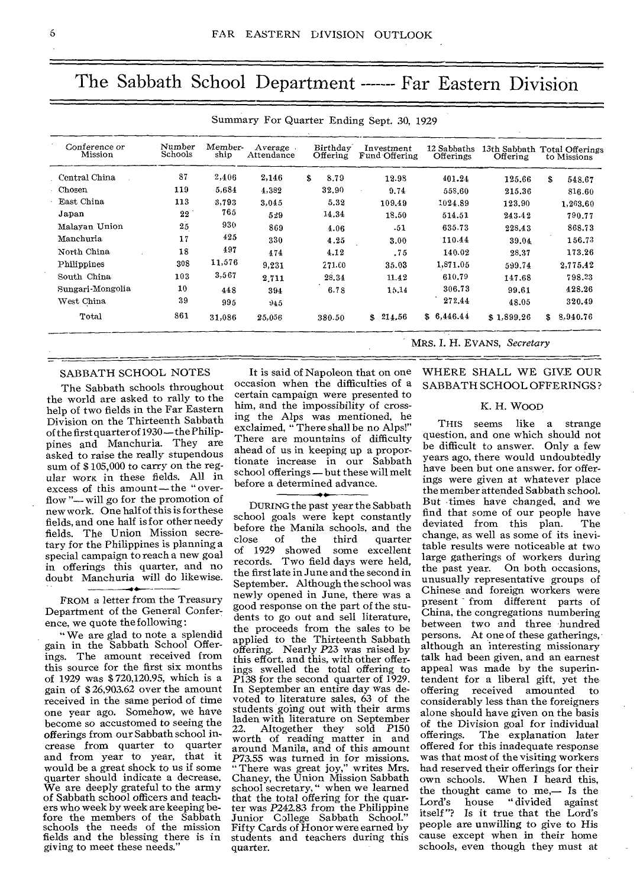# The Sabbath School Department —— Far Eastern Division

Summary For Quarter Ending Sept. 30, 1929

| Conference or Mission | Number Schools | Member-ship | Average Attendance | Birthday Offering | Investment Fund Offering | 12 Sabbaths Offerings | 13th Sabbath Offering | Total Offerings to Missions |
|---|---|---|---|---|---|---|---|---|
| Central China | 87 | 2,406 | 2,146 | $ 8.79 | 12.98 | 401.24 | 125.66 | $ 548.67 |
| Chosen | 119 | 5,684 | 4,382 | 32.90 | 9.74 | 558.60 | 215.36 | 816.60 |
| East China | 113 | 3,793 | 3,045 | 5.32 | 109.49 | 1024.89 | 123.90 | 1,263.60 |
| Japan | 22 | 765 | 529 | 14.34 | 18.50 | 514.51 | 243.42 | 790.77 |
| Malayan Union | 25 | 930 | 869 | 4.06 | .51 | 635.73 | 228.43 | 868.73 |
| Manchuria | 17 | 425 | 330 | 4.25 | 3.00 | 110.44 | 39.04 | 156.73 |
| North China | 18 | 497 | 474 | 4.12 | .75 | 140.02 | 28.37 | 173.26 |
| Philippines | 308 | 11,576 | 9,231 | 271.60 | 35.03 | 1,871.05 | 599.74 | 2,775.42 |
| South China | 103 | 3,567 | 2,711 | 28.34 | 11.42 | 610.79 | 147.68 | 798.23 |
| Sungari-Mongolia | 10 | 448 | 394 | 6.78 | 15.14 | 306.73 | 99.61 | 428.26 |
| West China | 39 | 995 | 945 | | | 272.44 | 48.05 | 320.49 |
| Total | 861 | 31,086 | 25,056 | 380.50 | $ 214.56 | $ 6,446.44 | $ 1,899.26 | $ 8,940.76 |

MRS. I. H. EVANS, *Secretary*

## SABBATH SCHOOL NOTES

The Sabbath schools throughout the world are asked to rally to the help of two fields in the Far Eastern Division on the Thirteenth Sabbath of the first quarter of 1930—the Philippines and Manchuria. They are asked to raise the really stupendous sum of $ 105,000 to carry on the regular work in these fields. All in excess of this amount—the "overflow"—will go for the promotion of new work. One half of this is for these fields, and one half is for other needy fields. The Union Mission secretary for the Philippines is planning a special campaign to reach a new goal in offerings this quarter, and no doubt Manchuria will do likewise.

FROM a letter from the Treasury Department of the General Conference, we quote the following:

"We are glad to note a splendid gain in the Sabbath School Offerings. The amount received from this source for the first six months of 1929 was $ 720,120.95, which is a gain of $ 26,903.62 over the amount received in the same period of time one year ago. Somehow, we have become so accustomed to seeing the offerings from our Sabbath school increase from quarter to quarter and from year to year, that it would be a great shock to us if some quarter should indicate a decrease. We are deeply grateful to the army of Sabbath school officers and teachers who week by week are keeping before the members of the Sabbath schools the needs of the mission fields and the blessing there is in giving to meet these needs."

It is said of Napoleon that on one occasion when the difficulties of a certain campaign were presented to him, and the impossibility of crossing the Alps was mentioned, he exclaimed, "There shall be no Alps!" There are mountains of difficulty ahead of us in keeping up a proportionate increase in our Sabbath school offerings — but these will melt before a determined advance.

DURING the past year the Sabbath school goals were kept constantly before the Manila schools, and the close of the third quarter of 1929 showed some excellent records. Two field days were held, the first late in June and the second in September. Although the school was newly opened in June, there was a good response on the part of the students to go out and sell literature, the proceeds from the sales to be applied to the Thirteenth Sabbath offering. Nearly *P23* was raised by this effort, and this, with other offerings swelled the total offering to *P138* for the second quarter of 1929. In September an entire day was devoted to literature sales, 63 of the students going out with their arms laden with literature on September 22. Altogether they sold *P150* worth of reading matter in and around Manila, and of this amount *P73.55* was turned in for missions. "There was great joy," writes Mrs. Chaney, the Union Mission Sabbath school secretary, "when we learned that the total offering for the quarter was *P242.83* from the Philippine Junior College Sabbath School." Fifty Cards of Honor were earned by students and teachers during this quarter.

## WHERE SHALL WE GIVE OUR SABBATH SCHOOL OFFERINGS?

K. H. WOOD

THIS seems like a strange question, and one which should not be difficult to answer. Only a few years ago, there would undoubtedly have been but one answer, for offerings were given at whatever place the member attended Sabbath school. But times have changed, and we find that some of our people have deviated from this plan. The change, as well as some of its inevitable results were noticeable at two large gatherings of workers during the past year. On both occasions, unusually representative groups of Chinese and foreign workers were present from different parts of China, the congregations numbering between two and three hundred persons. At one of these gatherings, although an interesting missionary talk had been given, and an earnest appeal was made by the superintendent for a liberal gift, yet the offering received amounted to considerably less than the foreigners alone should have given on the basis of the Division goal for individual offerings. The explanation later offered for this inadequate response was that most of the visiting workers had reserved their offerings for their own schools. When I heard this, the thought came to me,— Is the Lord's house "divided against itself"? Is it true that the Lord's people are unwilling to give to His cause except when in their home schools, even though they must at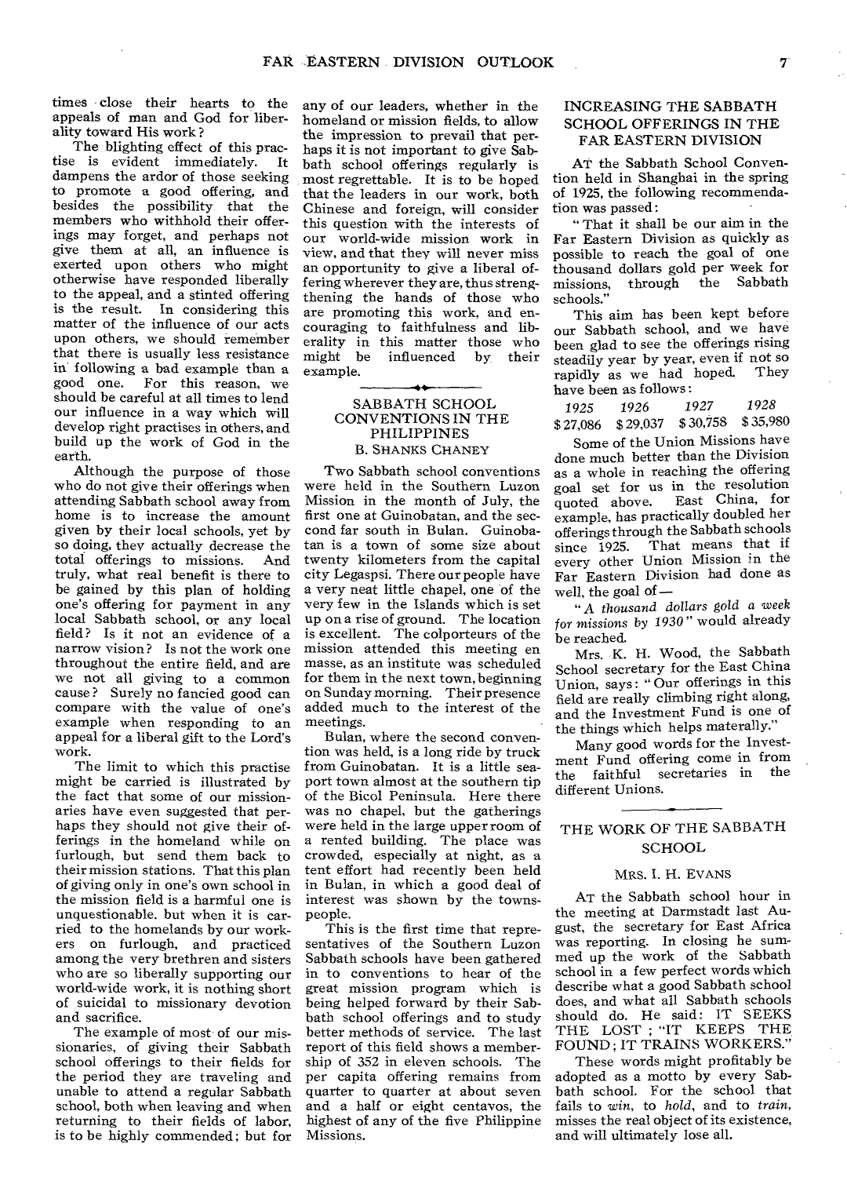times close their hearts to the appeals of man and God for liberality toward His work?

The blighting effect of this practise is evident immediately. It dampens the ardor of those seeking to promote a good offering, and besides the possibility that the members who withhold their offerings may forget, and perhaps not give them at all, an influence is exerted upon others who might otherwise have responded liberally to the appeal, and a stinted offering is the result. In considering this matter of the influence of our acts upon others, we should remember that there is usually less resistance in following a bad example than a good one. For this reason, we should be careful at all times to lend our influence in a way which will develop right practises in others, and build up the work of God in the earth.

Although the purpose of those who do not give their offerings when attending Sabbath school away from home is to increase the amount given by their local schools, yet by so doing, they actually decrease the total offerings to missions. And truly, what real benefit is there to be gained by this plan of holding one's offering for payment in any local Sabbath school, or any local field? Is it not an evidence of a narrow vision? Is not the work one throughout the entire field, and are we not all giving to a common cause? Surely no fancied good can compare with the value of one's example when responding to an appeal for a liberal gift to the Lord's work.

The limit to which this practise might be carried is illustrated by the fact that some of our missionaries have even suggested that perhaps they should not give their offerings in the homeland while on furlough, but send them back to their mission stations. That this plan of giving only in one's own school in the mission field is a harmful one is unquestionable, but when it is carried to the homelands by our workers on furlough, and practiced among the very brethren and sisters who are so liberally supporting our world-wide work, it is nothing short of suicidal to missionary devotion and sacrifice.

The example of most of our missionaries, of giving their Sabbath school offerings to their fields for the period they are traveling and unable to attend a regular Sabbath school, both when leaving and when returning to their fields of labor, is to be highly commended; but for any of our leaders, whether in the homeland or mission fields, to allow the impression to prevail that perhaps it is not important to give Sabbath school offerings regularly is most regrettable. It is to be hoped that the leaders in our work, both Chinese and foreign, will consider this question with the interests of our world-wide mission work in view, and that they will never miss an opportunity to give a liberal offering wherever they are, thus strengthening the hands of those who are promoting this work, and encouraging to faithfulness and liberality in this matter those who might be influenced by their example.

## SABBATH SCHOOL CONVENTIONS IN THE PHILIPPINES

B. SHANKS CHANEY

Two Sabbath school conventions were held in the Southern Luzon Mission in the month of July, the first one at Guinobatan, and the second far south in Bulan. Guinobatan is a town of some size about twenty kilometers from the capital city Legaspsi. There our people have a very neat little chapel, one of the very few in the Islands which is set up on a rise of ground. The location is excellent. The colporteurs of the mission attended this meeting en masse, as an institute was scheduled for them in the next town, beginning on Sunday morning. Their presence added much to the interest of the meetings.

Bulan, where the second convention was held, is a long ride by truck from Guinobatan. It is a little seaport town almost at the southern tip of the Bicol Peninsula. Here there was no chapel, but the gatherings were held in the large upper room of a rented building. The place was crowded, especially at night, as a tent effort had recently been held in Bulan, in which a good deal of interest was shown by the townspeople.

This is the first time that representatives of the Southern Luzon Sabbath schools have been gathered in to conventions to hear of the great mission program which is being helped forward by their Sabbath school offerings and to study better methods of service. The last report of this field shows a membership of 352 in eleven schools. The per capita offering remains from quarter to quarter at about seven and a half or eight centavos, the highest of any of the five Philippine Missions.

## INCREASING THE SABBATH SCHOOL OFFERINGS IN THE FAR EASTERN DIVISION

AT the Sabbath School Convention held in Shanghai in the spring of 1925, the following recommendation was passed:

"That it shall be our aim in the Far Eastern Division as quickly as possible to reach the goal of one thousand dollars gold per week for missions, through the Sabbath schools."

This aim has been kept before our Sabbath school, and we have been glad to see the offerings rising steadily year by year, even if not so rapidly as we had hoped. They have been as follows:

| *1925* | *1926* | *1927* | *1928* |
|---|---|---|---|
| $27,086 | $29,037 | $30,758 | $35,980 |

Some of the Union Missions have done much better than the Division as a whole in reaching the offering goal set for us in the resolution quoted above. East China, for example, has practically doubled her offerings through the Sabbath schools since 1925. That means that if every other Union Mission in the Far Eastern Division had done as well, the goal of—

"*A thousand dollars gold a week for missions by 1930*" would already be reached.

Mrs. K. H. Wood, the Sabbath School secretary for the East China Union, says: "Our offerings in this field are really climbing right along, and the Investment Fund is one of the things which helps materally."

Many good words for the Investment Fund offering come in from the faithful secretaries in the different Unions.

## THE WORK OF THE SABBATH SCHOOL

MRS. I. H. EVANS

AT the Sabbath school hour in the meeting at Darmstadt last August, the secretary for East Africa was reporting. In closing he summed up the work of the Sabbath school in a few perfect words which describe what a good Sabbath school does, and what all Sabbath schools should do. He said: IT SEEKS THE LOST; "IT KEEPS THE FOUND; IT TRAINS WORKERS."

These words might profitably be adopted as a motto by every Sabbath school. For the school that fails to *win*, to *hold*, and to *train*, misses the real object of its existence, and will ultimately lose all.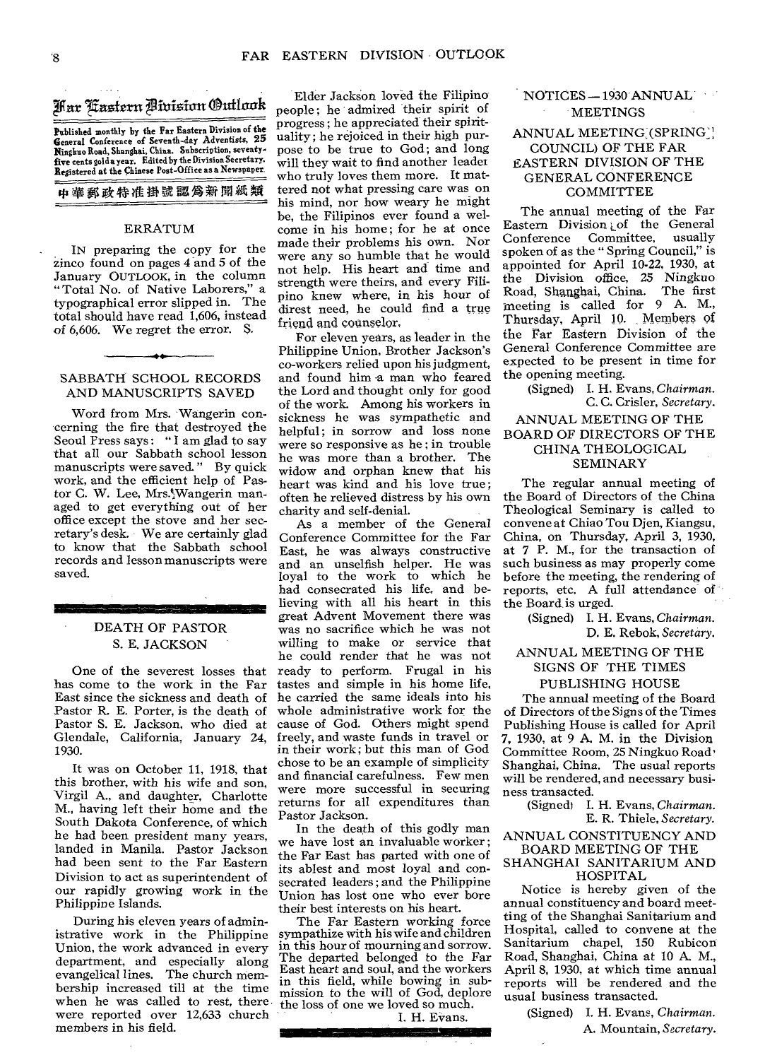## Far Eastern Division Outlook

Published monthly by the Far Eastern Division of the General Conference of Seventh-day Adventists, 25 Ningkuo Road, Shanghai, China. Subscription, seventy-five cents gold a year. Edited by the Division Secretary. Registered at the Chinese Post-Office as a Newspaper.

中華郵政特准掛號認爲新聞紙類

### ERRATUM

IN preparing the copy for the zinco found on pages 4 and 5 of the January OUTLOOK, in the column "Total No. of Native Laborers," a typographical error slipped in. The total should have read 1,606, instead of 6,606. We regret the error. S.

### SABBATH SCHOOL RECORDS AND MANUSCRIPTS SAVED

Word from Mrs. Wangerin concerning the fire that destroyed the Seoul Press says: "I am glad to say that all our Sabbath school lesson manuscripts were saved." By quick work, and the efficient help of Pastor C. W. Lee, Mrs. Wangerin managed to get everything out of her office except the stove and her secretary's desk. We are certainly glad to know that the Sabbath school records and lesson manuscripts were saved.

### DEATH OF PASTOR S. E. JACKSON

One of the severest losses that has come to the work in the Far East since the sickness and death of Pastor R. E. Porter, is the death of Pastor S. E. Jackson, who died at Glendale, California, January 24, 1930.

It was on October 11, 1918, that this brother, with his wife and son, Virgil A., and daughter, Charlotte M., having left their home and the South Dakota Conference, of which he had been president many years, landed in Manila. Pastor Jackson had been sent to the Far Eastern Division to act as superintendent of our rapidly growing work in the Philippine Islands.

During his eleven years of administrative work in the Philippine Union, the work advanced in every department, and especially along evangelical lines. The church membership increased till at the time when he was called to rest, there were reported over 12,633 church members in his field.

Elder Jackson loved the Filipino people; he admired their spirit of progress; he appreciated their spirituality; he rejoiced in their high purpose to be true to God; and long will they wait to find another leader who truly loves them more. It mattered not what pressing care was on his mind, nor how weary he might be, the Filipinos ever found a welcome in his home; for he at once made their problems his own. Nor were any so humble that he would not help. His heart and time and strength were theirs, and every Filipino knew where, in his hour of direst need, he could find a true friend and counselor.

For eleven years, as leader in the Philippine Union, Brother Jackson's co-workers relied upon his judgment, and found him a man who feared the Lord and thought only for good of the work. Among his workers in sickness he was sympathetic and helpful; in sorrow and loss none were so responsive as he; in trouble he was more than a brother. The widow and orphan knew that his heart was kind and his love true; often he relieved distress by his own charity and self-denial.

As a member of the General Conference Committee for the Far East, he was always constructive and an unselfish helper. He was loyal to the work to which he had consecrated his life, and believing with all his heart in this great Advent Movement there was no sacrifice which he was not willing to make or service that he could render that he was not ready to perform. Frugal in his tastes and simple in his home life, he carried the same ideals into his whole administrative work for the cause of God. Others might spend freely, and waste funds in travel or in their work; but this man of God chose to be an example of simplicity and financial carefulness. Few men were more successful in securing returns for all expenditures than Pastor Jackson.

In the death of this godly man we have lost an invaluable worker; the Far East has parted with one of its ablest and most loyal and consecrated leaders; and the Philippine Union has lost one who ever bore their best interests on his heart.

The Far Eastern working force sympathize with his wife and children in this hour of mourning and sorrow. The departed belonged to the Far East heart and soul, and the workers in this field, while bowing in submission to the will of God, deplore the loss of one we loved so much.

I. H. Evans.

### NOTICES — 1930 ANNUAL MEETINGS

#### ANNUAL MEETING (SPRING COUNCIL) OF THE FAR EASTERN DIVISION OF THE GENERAL CONFERENCE COMMITTEE

The annual meeting of the Far Eastern Division of the General Conference Committee, usually spoken of as the "Spring Council," is appointed for April 10-22, 1930, at the Division office, 25 Ningkuo Road, Shanghai, China. The first meeting is called for 9 A. M., Thursday, April 10. Members of the Far Eastern Division of the General Conference Committee are expected to be present in time for the opening meeting.

(Signed) I. H. Evans, *Chairman.*
C. C. Crisler, *Secretary.*

#### ANNUAL MEETING OF THE BOARD OF DIRECTORS OF THE CHINA THEOLOGICAL SEMINARY

The regular annual meeting of the Board of Directors of the China Theological Seminary is called to convene at Chiao Tou Djen, Kiangsu, China, on Thursday, April 3, 1930, at 7 P. M., for the transaction of such business as may properly come before the meeting, the rendering of reports, etc. A full attendance of the Board is urged.

(Signed) I. H. Evans, *Chairman.*
D. E. Rebok, *Secretary.*

#### ANNUAL MEETING OF THE SIGNS OF THE TIMES PUBLISHING HOUSE

The annual meeting of the Board of Directors of the Signs of the Times Publishing House is called for April 7, 1930, at 9 A. M. in the Division Committee Room, 25 Ningkuo Road, Shanghai, China. The usual reports will be rendered, and necessary business transacted.

(Signed) I. H. Evans, *Chairman.*
E. R. Thiele, *Secretary.*

#### ANNUAL CONSTITUENCY AND BOARD MEETING OF THE SHANGHAI SANITARIUM AND HOSPITAL

Notice is hereby given of the annual constituency and board meeting of the Shanghai Sanitarium and Hospital, called to convene at the Sanitarium chapel, 150 Rubicon Road, Shanghai, China at 10 A. M., April 8, 1930, at which time annual reports will be rendered and the usual business transacted.

(Signed) I. H. Evans, *Chairman.*
A. Mountain, *Secretary.*